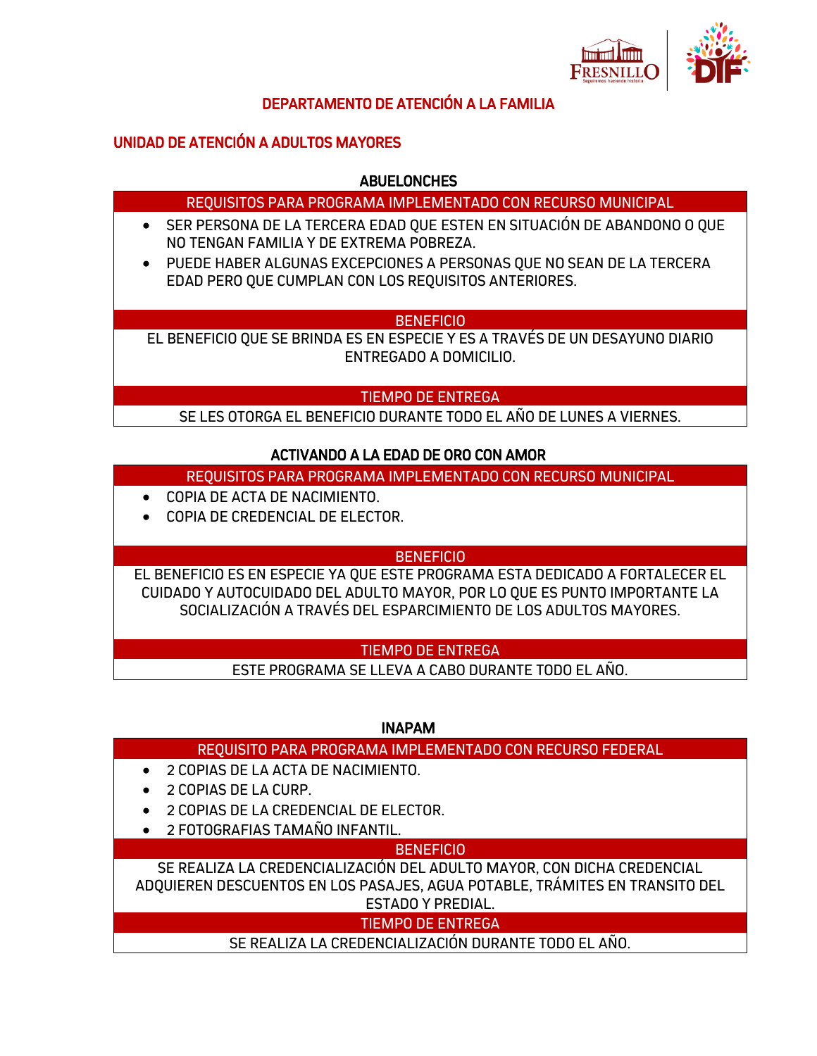# DEPARTAMENTO DE ATENCIÓN A LA FAMILIA

## UNIDAD DE ATENCIÓN A ADULTOS MAYORES

### ABUELONCHES

| REQUISITOS PARA PROGRAMA IMPLEMENTADO CON RECURSO MUNICIPAL |
|---|
| • SER PERSONA DE LA TERCERA EDAD QUE ESTEN EN SITUACIÓN DE ABANDONO O QUE NO TENGAN FAMILIA Y DE EXTREMA POBREZA.<br>• PUEDE HABER ALGUNAS EXCEPCIONES A PERSONAS QUE NO SEAN DE LA TERCERA EDAD PERO QUE CUMPLAN CON LOS REQUISITOS ANTERIORES. |
| **BENEFICIO** |
| EL BENEFICIO QUE SE BRINDA ES EN ESPECIE Y ES A TRAVÉS DE UN DESAYUNO DIARIO ENTREGADO A DOMICILIO. |
| **TIEMPO DE ENTREGA** |
| SE LES OTORGA EL BENEFICIO DURANTE TODO EL AÑO DE LUNES A VIERNES. |

### ACTIVANDO A LA EDAD DE ORO CON AMOR

| REQUISITOS PARA PROGRAMA IMPLEMENTADO CON RECURSO MUNICIPAL |
|---|
| • COPIA DE ACTA DE NACIMIENTO.<br>• COPIA DE CREDENCIAL DE ELECTOR. |
| **BENEFICIO** |
| EL BENEFICIO ES EN ESPECIE YA QUE ESTE PROGRAMA ESTA DEDICADO A FORTALECER EL CUIDADO Y AUTOCUIDADO DEL ADULTO MAYOR, POR LO QUE ES PUNTO IMPORTANTE LA SOCIALIZACIÓN A TRAVÉS DEL ESPARCIMIENTO DE LOS ADULTOS MAYORES. |
| **TIEMPO DE ENTREGA** |
| ESTE PROGRAMA SE LLEVA A CABO DURANTE TODO EL AÑO. |

### INAPAM

| REQUISITO PARA PROGRAMA IMPLEMENTADO CON RECURSO FEDERAL |
|---|
| • 2 COPIAS DE LA ACTA DE NACIMIENTO.<br>• 2 COPIAS DE LA CURP.<br>• 2 COPIAS DE LA CREDENCIAL DE ELECTOR.<br>• 2 FOTOGRAFIAS TAMAÑO INFANTIL. |
| **BENEFICIO** |
| SE REALIZA LA CREDENCIALIZACIÓN DEL ADULTO MAYOR, CON DICHA CREDENCIAL ADQUIEREN DESCUENTOS EN LOS PASAJES, AGUA POTABLE, TRÁMITES EN TRANSITO DEL ESTADO Y PREDIAL. |
| **TIEMPO DE ENTREGA** |
| SE REALIZA LA CREDENCIALIZACIÓN DURANTE TODO EL AÑO. |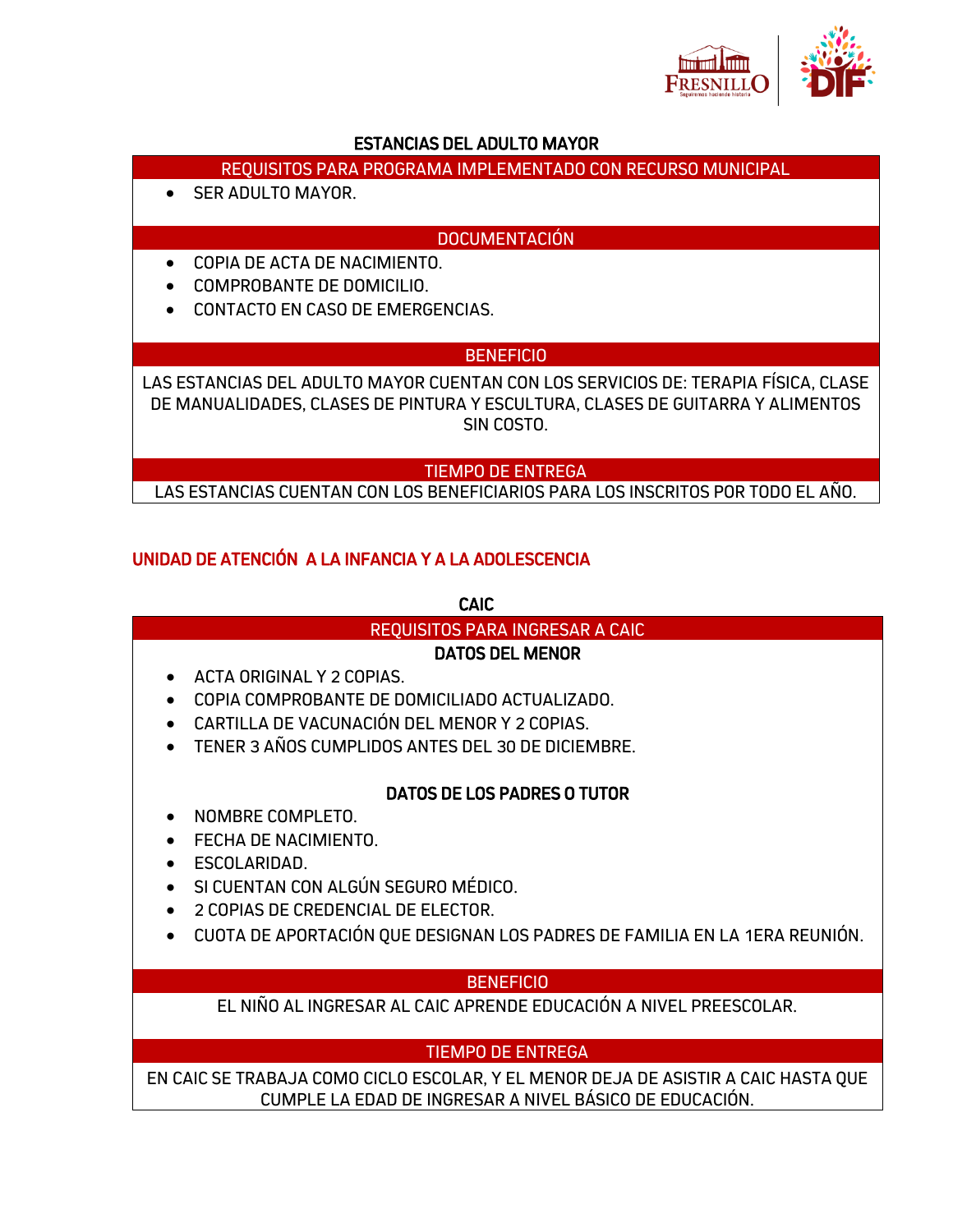## ESTANCIAS DEL ADULTO MAYOR

### REQUISITOS PARA PROGRAMA IMPLEMENTADO CON RECURSO MUNICIPAL

- SER ADULTO MAYOR.

### DOCUMENTACIÓN

- COPIA DE ACTA DE NACIMIENTO.
- COMPROBANTE DE DOMICILIO.
- CONTACTO EN CASO DE EMERGENCIAS.

### BENEFICIO

LAS ESTANCIAS DEL ADULTO MAYOR CUENTAN CON LOS SERVICIOS DE: TERAPIA FÍSICA, CLASE DE MANUALIDADES, CLASES DE PINTURA Y ESCULTURA, CLASES DE GUITARRA Y ALIMENTOS SIN COSTO.

### TIEMPO DE ENTREGA

LAS ESTANCIAS CUENTAN CON LOS BENEFICIARIOS PARA LOS INSCRITOS POR TODO EL AÑO.

## UNIDAD DE ATENCIÓN A LA INFANCIA Y A LA ADOLESCENCIA

### CAIC

### REQUISITOS PARA INGRESAR A CAIC

**DATOS DEL MENOR**

- ACTA ORIGINAL Y 2 COPIAS.
- COPIA COMPROBANTE DE DOMICILIADO ACTUALIZADO.
- CARTILLA DE VACUNACIÓN DEL MENOR Y 2 COPIAS.
- TENER 3 AÑOS CUMPLIDOS ANTES DEL 30 DE DICIEMBRE.

**DATOS DE LOS PADRES O TUTOR**

- NOMBRE COMPLETO.
- FECHA DE NACIMIENTO.
- ESCOLARIDAD.
- SI CUENTAN CON ALGÚN SEGURO MÉDICO.
- 2 COPIAS DE CREDENCIAL DE ELECTOR.
- CUOTA DE APORTACIÓN QUE DESIGNAN LOS PADRES DE FAMILIA EN LA 1ERA REUNIÓN.

### BENEFICIO

EL NIÑO AL INGRESAR AL CAIC APRENDE EDUCACIÓN A NIVEL PREESCOLAR.

### TIEMPO DE ENTREGA

EN CAIC SE TRABAJA COMO CICLO ESCOLAR, Y EL MENOR DEJA DE ASISTIR A CAIC HASTA QUE CUMPLE LA EDAD DE INGRESAR A NIVEL BÁSICO DE EDUCACIÓN.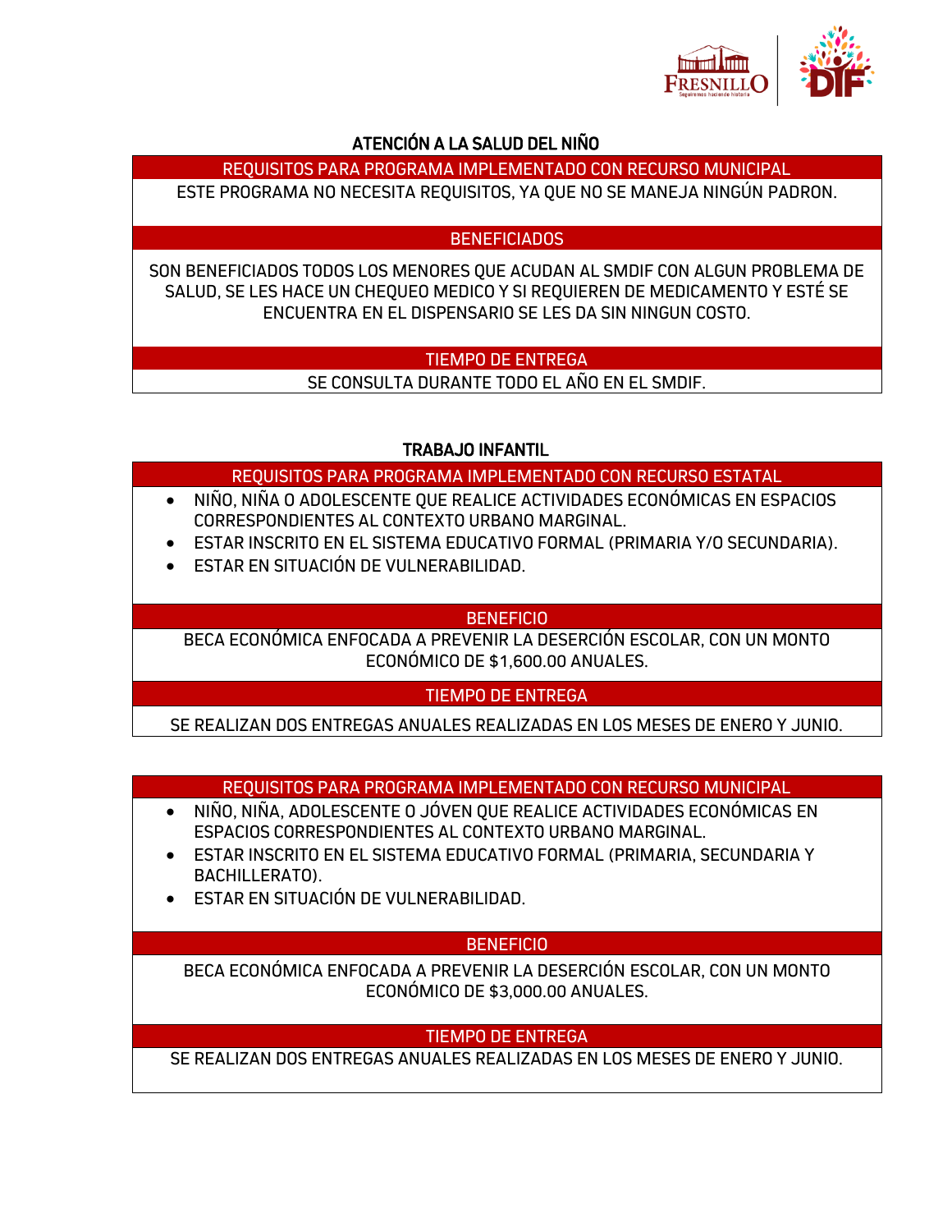## ATENCIÓN A LA SALUD DEL NIÑO

**REQUISITOS PARA PROGRAMA IMPLEMENTADO CON RECURSO MUNICIPAL**

ESTE PROGRAMA NO NECESITA REQUISITOS, YA QUE NO SE MANEJA NINGÚN PADRON.

**BENEFICIADOS**

SON BENEFICIADOS TODOS LOS MENORES QUE ACUDAN AL SMDIF CON ALGUN PROBLEMA DE SALUD, SE LES HACE UN CHEQUEO MEDICO Y SI REQUIEREN DE MEDICAMENTO Y ESTÉ SE ENCUENTRA EN EL DISPENSARIO SE LES DA SIN NINGUN COSTO.

**TIEMPO DE ENTREGA**

SE CONSULTA DURANTE TODO EL AÑO EN EL SMDIF.

## TRABAJO INFANTIL

**REQUISITOS PARA PROGRAMA IMPLEMENTADO CON RECURSO ESTATAL**

- NIÑO, NIÑA O ADOLESCENTE QUE REALICE ACTIVIDADES ECONÓMICAS EN ESPACIOS CORRESPONDIENTES AL CONTEXTO URBANO MARGINAL.
- ESTAR INSCRITO EN EL SISTEMA EDUCATIVO FORMAL (PRIMARIA Y/O SECUNDARIA).
- ESTAR EN SITUACIÓN DE VULNERABILIDAD.

**BENEFICIO**

BECA ECONÓMICA ENFOCADA A PREVENIR LA DESERCIÓN ESCOLAR, CON UN MONTO ECONÓMICO DE $1,600.00 ANUALES.

**TIEMPO DE ENTREGA**

SE REALIZAN DOS ENTREGAS ANUALES REALIZADAS EN LOS MESES DE ENERO Y JUNIO.

**REQUISITOS PARA PROGRAMA IMPLEMENTADO CON RECURSO MUNICIPAL**

- NIÑO, NIÑA, ADOLESCENTE O JÓVEN QUE REALICE ACTIVIDADES ECONÓMICAS EN ESPACIOS CORRESPONDIENTES AL CONTEXTO URBANO MARGINAL.
- ESTAR INSCRITO EN EL SISTEMA EDUCATIVO FORMAL (PRIMARIA, SECUNDARIA Y BACHILLERATO).
- ESTAR EN SITUACIÓN DE VULNERABILIDAD.

**BENEFICIO**

BECA ECONÓMICA ENFOCADA A PREVENIR LA DESERCIÓN ESCOLAR, CON UN MONTO ECONÓMICO DE $3,000.00 ANUALES.

**TIEMPO DE ENTREGA**

SE REALIZAN DOS ENTREGAS ANUALES REALIZADAS EN LOS MESES DE ENERO Y JUNIO.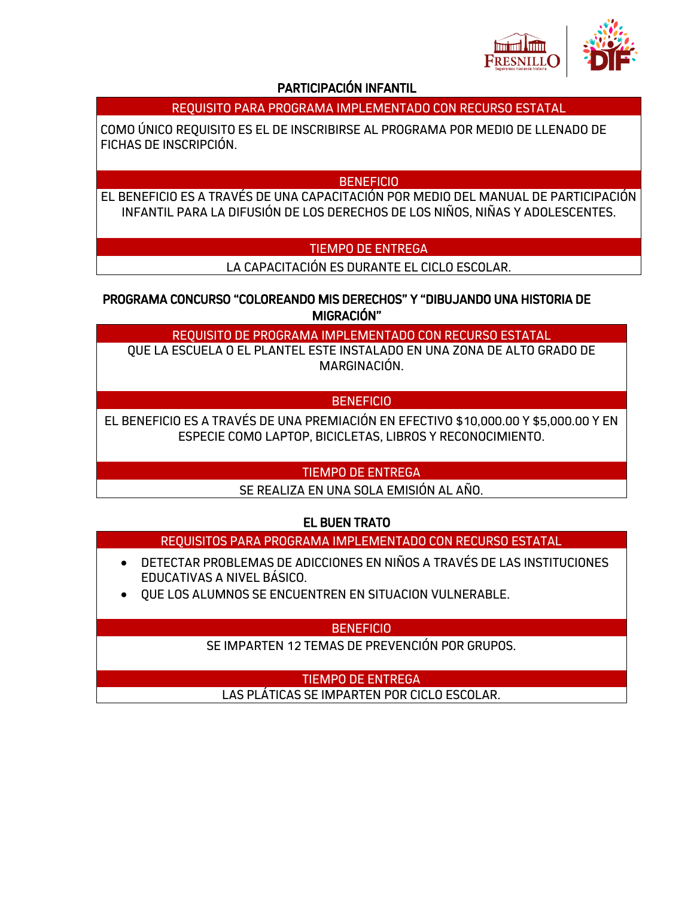## PARTICIPACIÓN INFANTIL

| REQUISITO PARA PROGRAMA IMPLEMENTADO CON RECURSO ESTATAL |
|---|
| COMO ÚNICO REQUISITO ES EL DE INSCRIBIRSE AL PROGRAMA POR MEDIO DE LLENADO DE FICHAS DE INSCRIPCIÓN. |
| **BENEFICIO** |
| EL BENEFICIO ES A TRAVÉS DE UNA CAPACITACIÓN POR MEDIO DEL MANUAL DE PARTICIPACIÓN INFANTIL PARA LA DIFUSIÓN DE LOS DERECHOS DE LOS NIÑOS, NIÑAS Y ADOLESCENTES. |
| **TIEMPO DE ENTREGA** |
| LA CAPACITACIÓN ES DURANTE EL CICLO ESCOLAR. |

## PROGRAMA CONCURSO "COLOREANDO MIS DERECHOS" Y "DIBUJANDO UNA HISTORIA DE MIGRACIÓN"

| REQUISITO DE PROGRAMA IMPLEMENTADO CON RECURSO ESTATAL |
|---|
| QUE LA ESCUELA O EL PLANTEL ESTE INSTALADO EN UNA ZONA DE ALTO GRADO DE MARGINACIÓN. |
| **BENEFICIO** |
| EL BENEFICIO ES A TRAVÉS DE UNA PREMIACIÓN EN EFECTIVO $10,000.00 Y $5,000.00 Y EN ESPECIE COMO LAPTOP, BICICLETAS, LIBROS Y RECONOCIMIENTO. |
| **TIEMPO DE ENTREGA** |
| SE REALIZA EN UNA SOLA EMISIÓN AL AÑO. |

## EL BUEN TRATO

| REQUISITOS PARA PROGRAMA IMPLEMENTADO CON RECURSO ESTATAL |
|---|
| • DETECTAR PROBLEMAS DE ADICCIONES EN NIÑOS A TRAVÉS DE LAS INSTITUCIONES EDUCATIVAS A NIVEL BÁSICO.<br>• QUE LOS ALUMNOS SE ENCUENTREN EN SITUACION VULNERABLE. |
| **BENEFICIO** |
| SE IMPARTEN 12 TEMAS DE PREVENCIÓN POR GRUPOS. |
| **TIEMPO DE ENTREGA** |
| LAS PLÁTICAS SE IMPARTEN POR CICLO ESCOLAR. |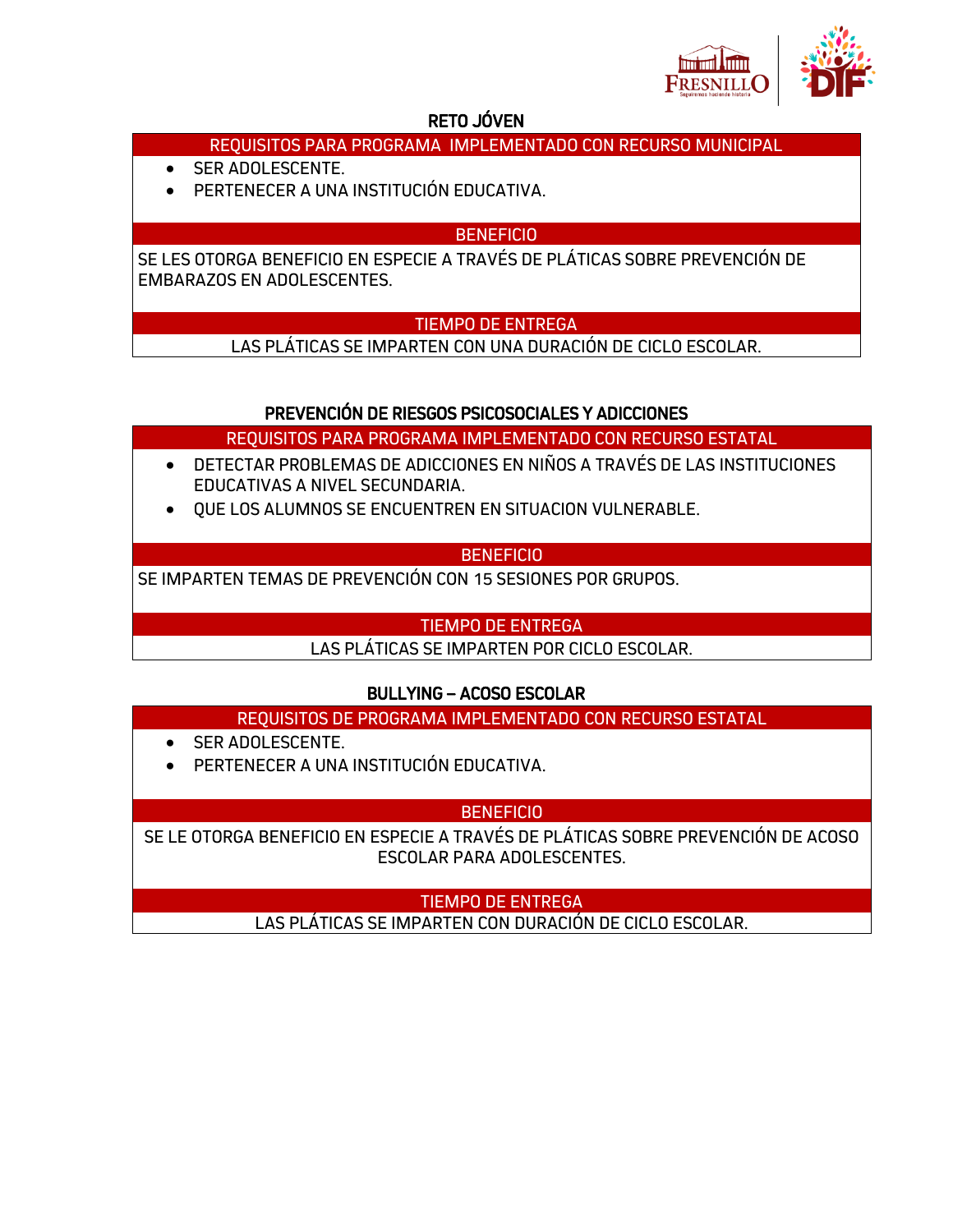## RETO JÓVEN

**REQUISITOS PARA PROGRAMA IMPLEMENTADO CON RECURSO MUNICIPAL**

- SER ADOLESCENTE.
- PERTENECER A UNA INSTITUCIÓN EDUCATIVA.

**BENEFICIO**

SE LES OTORGA BENEFICIO EN ESPECIE A TRAVÉS DE PLÁTICAS SOBRE PREVENCIÓN DE EMBARAZOS EN ADOLESCENTES.

**TIEMPO DE ENTREGA**

LAS PLÁTICAS SE IMPARTEN CON UNA DURACIÓN DE CICLO ESCOLAR.

## PREVENCIÓN DE RIESGOS PSICOSOCIALES Y ADICCIONES

**REQUISITOS PARA PROGRAMA IMPLEMENTADO CON RECURSO ESTATAL**

- DETECTAR PROBLEMAS DE ADICCIONES EN NIÑOS A TRAVÉS DE LAS INSTITUCIONES EDUCATIVAS A NIVEL SECUNDARIA.
- QUE LOS ALUMNOS SE ENCUENTREN EN SITUACION VULNERABLE.

**BENEFICIO**

SE IMPARTEN TEMAS DE PREVENCIÓN CON 15 SESIONES POR GRUPOS.

**TIEMPO DE ENTREGA**

LAS PLÁTICAS SE IMPARTEN POR CICLO ESCOLAR.

## BULLYING – ACOSO ESCOLAR

**REQUISITOS DE PROGRAMA IMPLEMENTADO CON RECURSO ESTATAL**

- SER ADOLESCENTE.
- PERTENECER A UNA INSTITUCIÓN EDUCATIVA.

**BENEFICIO**

SE LE OTORGA BENEFICIO EN ESPECIE A TRAVÉS DE PLÁTICAS SOBRE PREVENCIÓN DE ACOSO ESCOLAR PARA ADOLESCENTES.

**TIEMPO DE ENTREGA**

LAS PLÁTICAS SE IMPARTEN CON DURACIÓN DE CICLO ESCOLAR.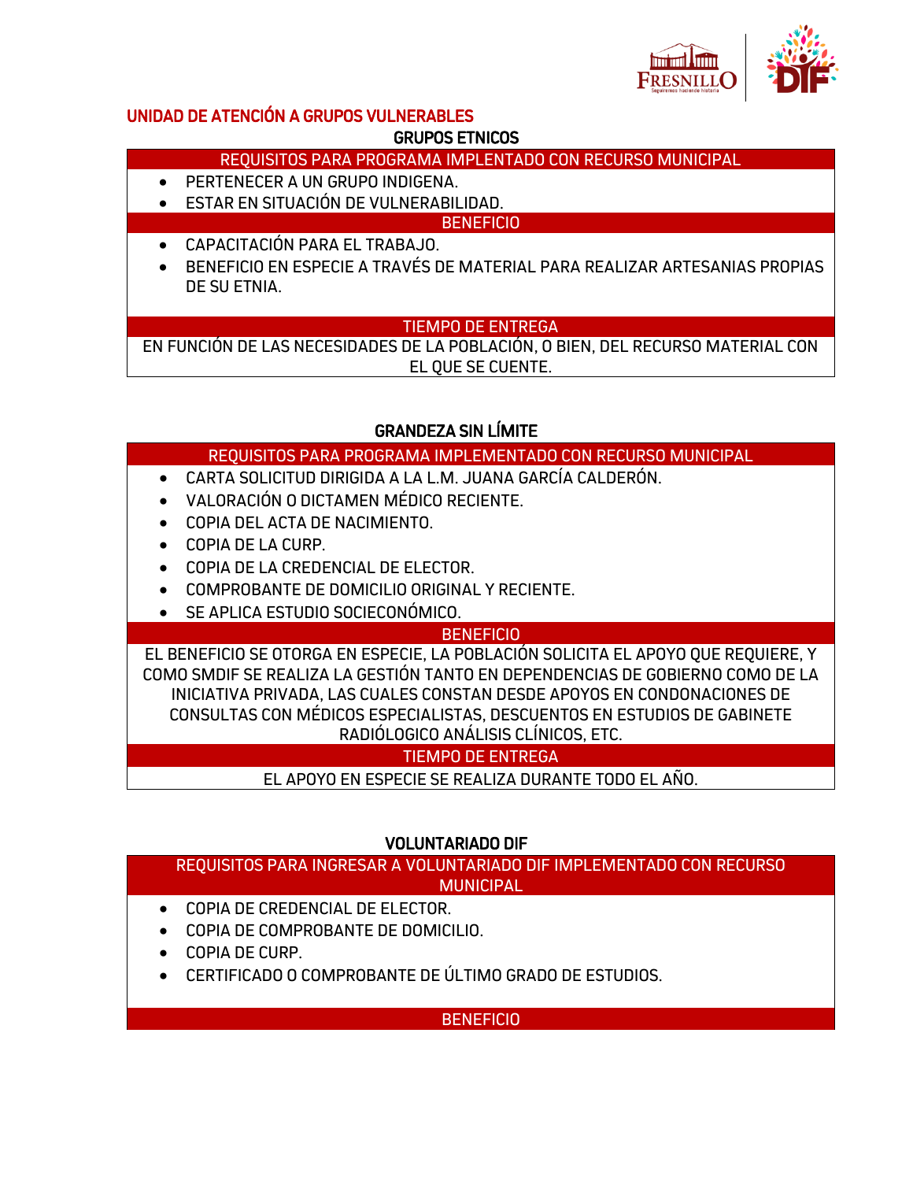## UNIDAD DE ATENCIÓN A GRUPOS VULNERABLES

### GRUPOS ETNICOS

**REQUISITOS PARA PROGRAMA IMPLENTADO CON RECURSO MUNICIPAL**

- PERTENECER A UN GRUPO INDIGENA.
- ESTAR EN SITUACIÓN DE VULNERABILIDAD.

**BENEFICIO**

- CAPACITACIÓN PARA EL TRABAJO.
- BENEFICIO EN ESPECIE A TRAVÉS DE MATERIAL PARA REALIZAR ARTESANIAS PROPIAS DE SU ETNIA.

**TIEMPO DE ENTREGA**

EN FUNCIÓN DE LAS NECESIDADES DE LA POBLACIÓN, O BIEN, DEL RECURSO MATERIAL CON EL QUE SE CUENTE.

### GRANDEZA SIN LÍMITE

**REQUISITOS PARA PROGRAMA IMPLEMENTADO CON RECURSO MUNICIPAL**

- CARTA SOLICITUD DIRIGIDA A LA L.M. JUANA GARCÍA CALDERÓN.
- VALORACIÓN O DICTAMEN MÉDICO RECIENTE.
- COPIA DEL ACTA DE NACIMIENTO.
- COPIA DE LA CURP.
- COPIA DE LA CREDENCIAL DE ELECTOR.
- COMPROBANTE DE DOMICILIO ORIGINAL Y RECIENTE.
- SE APLICA ESTUDIO SOCIECONÓMICO.

**BENEFICIO**

EL BENEFICIO SE OTORGA EN ESPECIE, LA POBLACIÓN SOLICITA EL APOYO QUE REQUIERE, Y COMO SMDIF SE REALIZA LA GESTIÓN TANTO EN DEPENDENCIAS DE GOBIERNO COMO DE LA INICIATIVA PRIVADA, LAS CUALES CONSTAN DESDE APOYOS EN CONDONACIONES DE CONSULTAS CON MÉDICOS ESPECIALISTAS, DESCUENTOS EN ESTUDIOS DE GABINETE RADIÓLOGICO ANÁLISIS CLÍNICOS, ETC.

**TIEMPO DE ENTREGA**

EL APOYO EN ESPECIE SE REALIZA DURANTE TODO EL AÑO.

### VOLUNTARIADO DIF

**REQUISITOS PARA INGRESAR A VOLUNTARIADO DIF IMPLEMENTADO CON RECURSO MUNICIPAL**

- COPIA DE CREDENCIAL DE ELECTOR.
- COPIA DE COMPROBANTE DE DOMICILIO.
- COPIA DE CURP.
- CERTIFICADO O COMPROBANTE DE ÚLTIMO GRADO DE ESTUDIOS.

**BENEFICIO**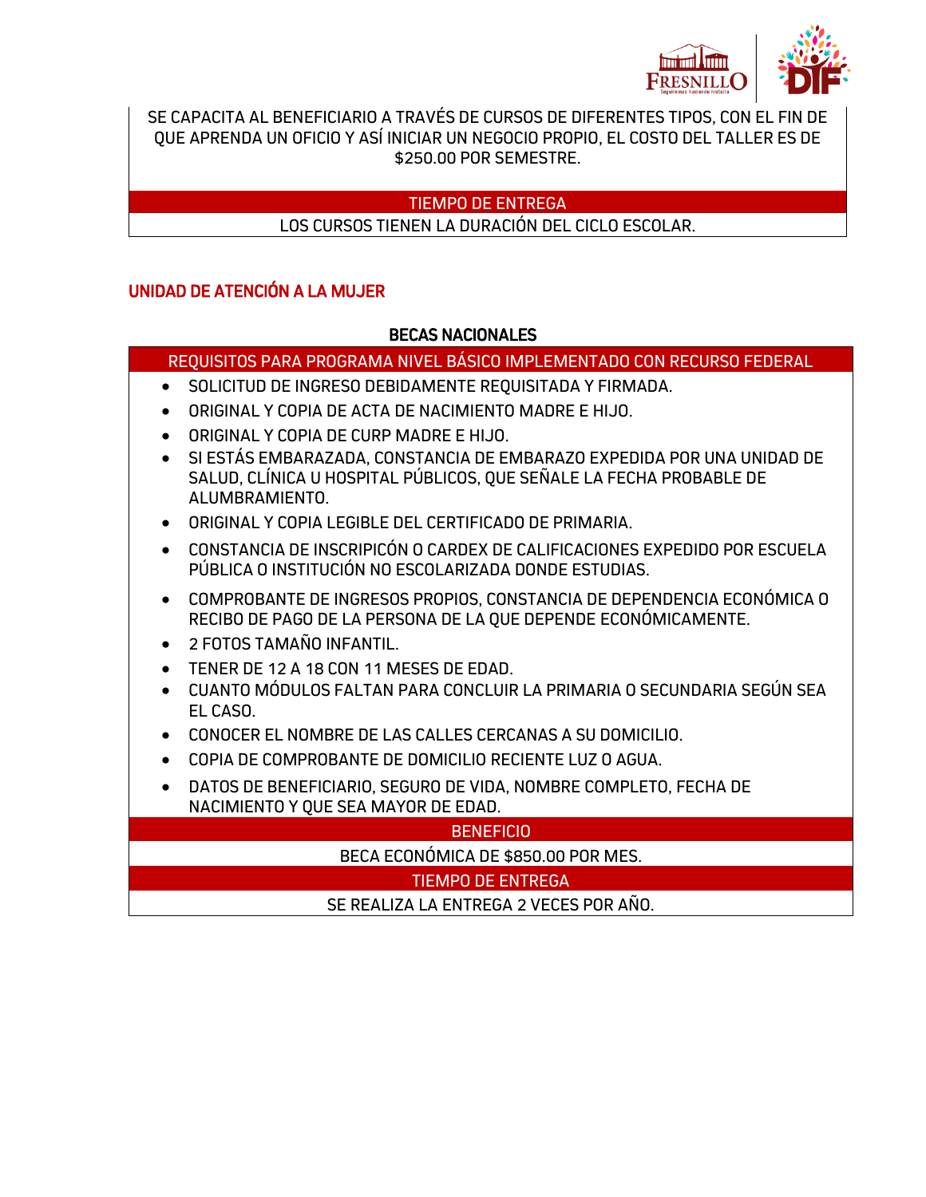SE CAPACITA AL BENEFICIARIO A TRAVÉS DE CURSOS DE DIFERENTES TIPOS, CON EL FIN DE QUE APRENDA UN OFICIO Y ASÍ INICIAR UN NEGOCIO PROPIO, EL COSTO DEL TALLER ES DE $250.00 POR SEMESTRE.

| TIEMPO DE ENTREGA |
| --- |
| LOS CURSOS TIENEN LA DURACIÓN DEL CICLO ESCOLAR. |

## UNIDAD DE ATENCIÓN A LA MUJER

### BECAS NACIONALES

**REQUISITOS PARA PROGRAMA NIVEL BÁSICO IMPLEMENTADO CON RECURSO FEDERAL**

- SOLICITUD DE INGRESO DEBIDAMENTE REQUISITADA Y FIRMADA.
- ORIGINAL Y COPIA DE ACTA DE NACIMIENTO MADRE E HIJO.
- ORIGINAL Y COPIA DE CURP MADRE E HIJO.
- SI ESTÁS EMBARAZADA, CONSTANCIA DE EMBARAZO EXPEDIDA POR UNA UNIDAD DE SALUD, CLÍNICA U HOSPITAL PÚBLICOS, QUE SEÑALE LA FECHA PROBABLE DE ALUMBRAMIENTO.
- ORIGINAL Y COPIA LEGIBLE DEL CERTIFICADO DE PRIMARIA.
- CONSTANCIA DE INSCRIPICÓN O CARDEX DE CALIFICACIONES EXPEDIDO POR ESCUELA PÚBLICA O INSTITUCIÓN NO ESCOLARIZADA DONDE ESTUDIAS.
- COMPROBANTE DE INGRESOS PROPIOS, CONSTANCIA DE DEPENDENCIA ECONÓMICA O RECIBO DE PAGO DE LA PERSONA DE LA QUE DEPENDE ECONÓMICAMENTE.
- 2 FOTOS TAMAÑO INFANTIL.
- TENER DE 12 A 18 CON 11 MESES DE EDAD.
- CUANTO MÓDULOS FALTAN PARA CONCLUIR LA PRIMARIA O SECUNDARIA SEGÚN SEA EL CASO.
- CONOCER EL NOMBRE DE LAS CALLES CERCANAS A SU DOMICILIO.
- COPIA DE COMPROBANTE DE DOMICILIO RECIENTE LUZ O AGUA.
- DATOS DE BENEFICIARIO, SEGURO DE VIDA, NOMBRE COMPLETO, FECHA DE NACIMIENTO Y QUE SEA MAYOR DE EDAD.

| BENEFICIO |
| --- |
| BECA ECONÓMICA DE $850.00 POR MES. |

| TIEMPO DE ENTREGA |
| --- |
| SE REALIZA LA ENTREGA 2 VECES POR AÑO. |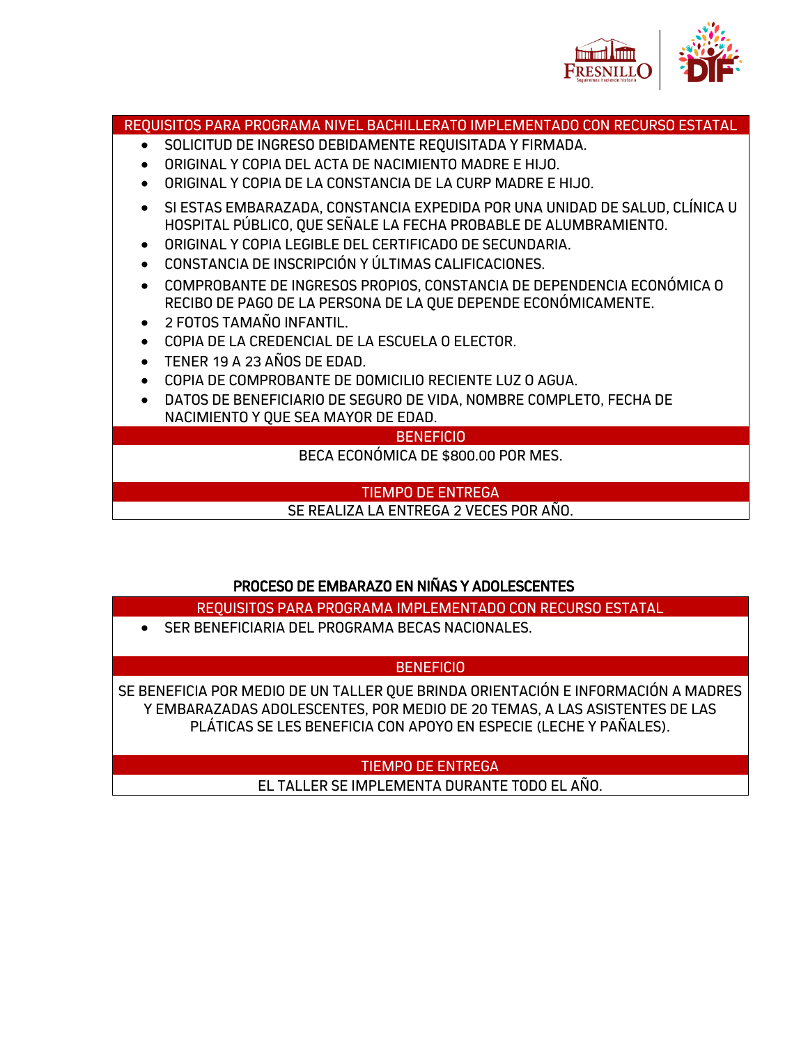**REQUISITOS PARA PROGRAMA NIVEL BACHILLERATO IMPLEMENTADO CON RECURSO ESTATAL**

- SOLICITUD DE INGRESO DEBIDAMENTE REQUISITADA Y FIRMADA.
- ORIGINAL Y COPIA DEL ACTA DE NACIMIENTO MADRE E HIJO.
- ORIGINAL Y COPIA DE LA CONSTANCIA DE LA CURP MADRE E HIJO.
- SI ESTAS EMBARAZADA, CONSTANCIA EXPEDIDA POR UNA UNIDAD DE SALUD, CLÍNICA U HOSPITAL PÚBLICO, QUE SEÑALE LA FECHA PROBABLE DE ALUMBRAMIENTO.
- ORIGINAL Y COPIA LEGIBLE DEL CERTIFICADO DE SECUNDARIA.
- CONSTANCIA DE INSCRIPCIÓN Y ÚLTIMAS CALIFICACIONES.
- COMPROBANTE DE INGRESOS PROPIOS, CONSTANCIA DE DEPENDENCIA ECONÓMICA O RECIBO DE PAGO DE LA PERSONA DE LA QUE DEPENDE ECONÓMICAMENTE.
- 2 FOTOS TAMAÑO INFANTIL.
- COPIA DE LA CREDENCIAL DE LA ESCUELA O ELECTOR.
- TENER 19 A 23 AÑOS DE EDAD.
- COPIA DE COMPROBANTE DE DOMICILIO RECIENTE LUZ O AGUA.
- DATOS DE BENEFICIARIO DE SEGURO DE VIDA, NOMBRE COMPLETO, FECHA DE NACIMIENTO Y QUE SEA MAYOR DE EDAD.

**BENEFICIO**

BECA ECONÓMICA DE $800.00 POR MES.

**TIEMPO DE ENTREGA**

SE REALIZA LA ENTREGA 2 VECES POR AÑO.

## PROCESO DE EMBARAZO EN NIÑAS Y ADOLESCENTES

**REQUISITOS PARA PROGRAMA IMPLEMENTADO CON RECURSO ESTATAL**

- SER BENEFICIARIA DEL PROGRAMA BECAS NACIONALES.

**BENEFICIO**

SE BENEFICIA POR MEDIO DE UN TALLER QUE BRINDA ORIENTACIÓN E INFORMACIÓN A MADRES Y EMBARAZADAS ADOLESCENTES, POR MEDIO DE 20 TEMAS, A LAS ASISTENTES DE LAS PLÁTICAS SE LES BENEFICIA CON APOYO EN ESPECIE (LECHE Y PAÑALES).

**TIEMPO DE ENTREGA**

EL TALLER SE IMPLEMENTA DURANTE TODO EL AÑO.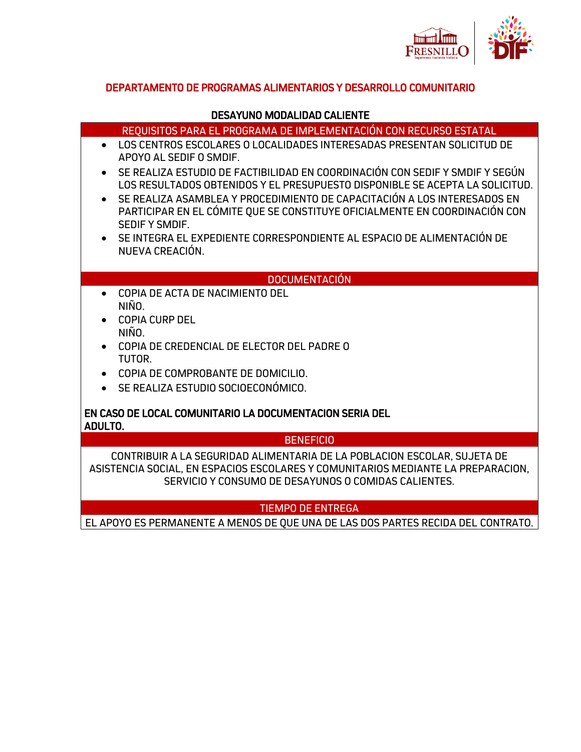## DEPARTAMENTO DE PROGRAMAS ALIMENTARIOS Y DESARROLLO COMUNITARIO

### DESAYUNO MODALIDAD CALIENTE

#### REQUISITOS PARA EL PROGRAMA DE IMPLEMENTACIÓN CON RECURSO ESTATAL

- LOS CENTROS ESCOLARES O LOCALIDADES INTERESADAS PRESENTAN SOLICITUD DE APOYO AL SEDIF O SMDIF.
- SE REALIZA ESTUDIO DE FACTIBILIDAD EN COORDINACIÓN CON SEDIF Y SMDIF Y SEGÚN LOS RESULTADOS OBTENIDOS Y EL PRESUPUESTO DISPONIBLE SE ACEPTA LA SOLICITUD.
- SE REALIZA ASAMBLEA Y PROCEDIMIENTO DE CAPACITACIÓN A LOS INTERESADOS EN PARTICIPAR EN EL CÓMITE QUE SE CONSTITUYE OFICIALMENTE EN COORDINACIÓN CON SEDIF Y SMDIF.
- SE INTEGRA EL EXPEDIENTE CORRESPONDIENTE AL ESPACIO DE ALIMENTACIÓN DE NUEVA CREACIÓN.

#### DOCUMENTACIÓN

- COPIA DE ACTA DE NACIMIENTO DEL NIÑO.
- COPIA CURP DEL NIÑO.
- COPIA DE CREDENCIAL DE ELECTOR DEL PADRE O TUTOR.
- COPIA DE COMPROBANTE DE DOMICILIO.
- SE REALIZA ESTUDIO SOCIOECONÓMICO.

**EN CASO DE LOCAL COMUNITARIO LA DOCUMENTACION SERIA DEL ADULTO.**

#### BENEFICIO

CONTRIBUIR A LA SEGURIDAD ALIMENTARIA DE LA POBLACION ESCOLAR, SUJETA DE ASISTENCIA SOCIAL, EN ESPACIOS ESCOLARES Y COMUNITARIOS MEDIANTE LA PREPARACION, SERVICIO Y CONSUMO DE DESAYUNOS O COMIDAS CALIENTES.

#### TIEMPO DE ENTREGA

EL APOYO ES PERMANENTE A MENOS DE QUE UNA DE LAS DOS PARTES RECIDA DEL CONTRATO.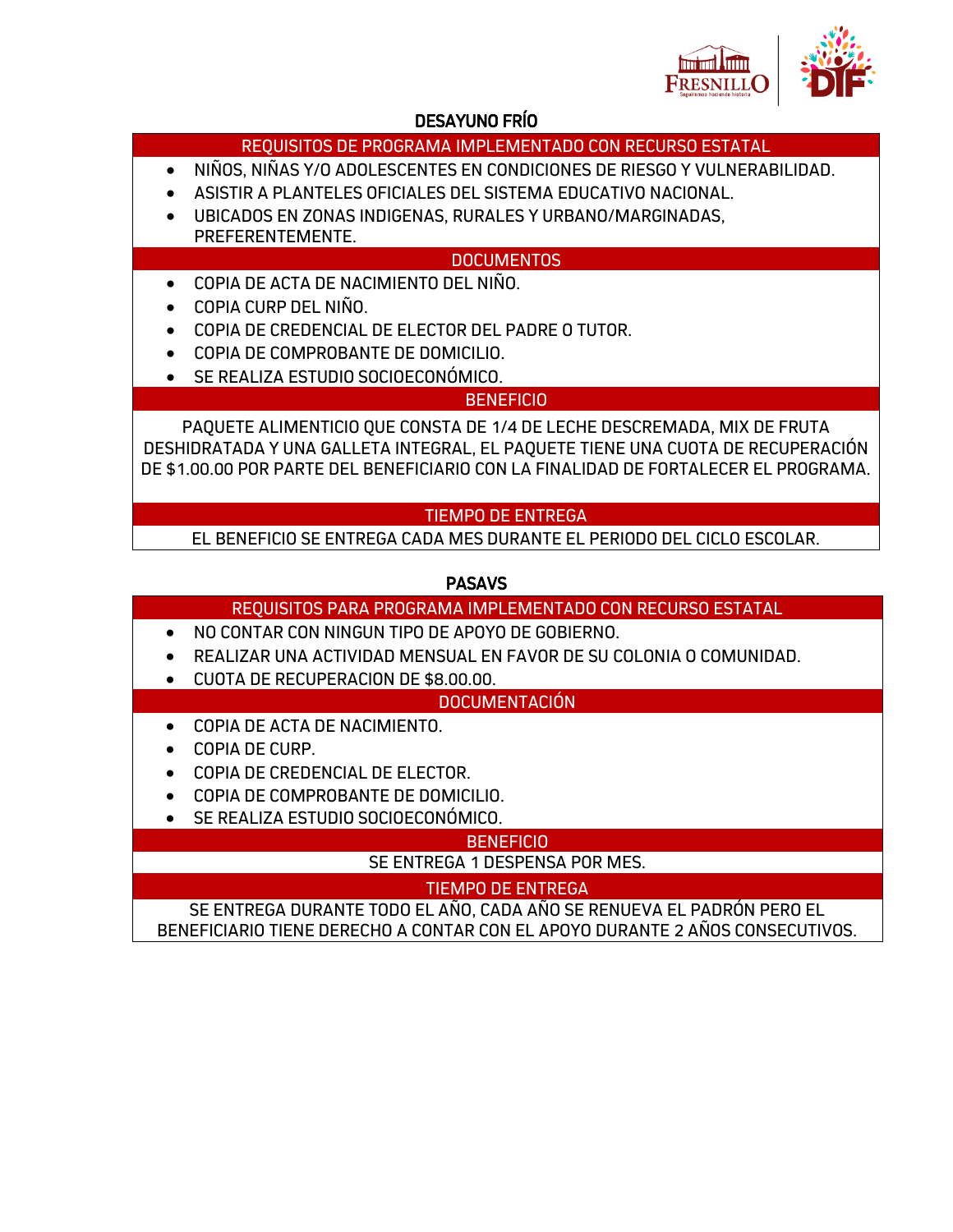## DESAYUNO FRÍO

**REQUISITOS DE PROGRAMA IMPLEMENTADO CON RECURSO ESTATAL**

- NIÑOS, NIÑAS Y/O ADOLESCENTES EN CONDICIONES DE RIESGO Y VULNERABILIDAD.
- ASISTIR A PLANTELES OFICIALES DEL SISTEMA EDUCATIVO NACIONAL.
- UBICADOS EN ZONAS INDIGENAS, RURALES Y URBANO/MARGINADAS, PREFERENTEMENTE.

**DOCUMENTOS**

- COPIA DE ACTA DE NACIMIENTO DEL NIÑO.
- COPIA CURP DEL NIÑO.
- COPIA DE CREDENCIAL DE ELECTOR DEL PADRE O TUTOR.
- COPIA DE COMPROBANTE DE DOMICILIO.
- SE REALIZA ESTUDIO SOCIOECONÓMICO.

**BENEFICIO**

PAQUETE ALIMENTICIO QUE CONSTA DE 1/4 DE LECHE DESCREMADA, MIX DE FRUTA DESHIDRATADA Y UNA GALLETA INTEGRAL, EL PAQUETE TIENE UNA CUOTA DE RECUPERACIÓN DE $1.00.00 POR PARTE DEL BENEFICIARIO CON LA FINALIDAD DE FORTALECER EL PROGRAMA.

**TIEMPO DE ENTREGA**

EL BENEFICIO SE ENTREGA CADA MES DURANTE EL PERIODO DEL CICLO ESCOLAR.

## PASAVS

**REQUISITOS PARA PROGRAMA IMPLEMENTADO CON RECURSO ESTATAL**

- NO CONTAR CON NINGUN TIPO DE APOYO DE GOBIERNO.
- REALIZAR UNA ACTIVIDAD MENSUAL EN FAVOR DE SU COLONIA O COMUNIDAD.
- CUOTA DE RECUPERACION DE $8.00.00.

**DOCUMENTACIÓN**

- COPIA DE ACTA DE NACIMIENTO.
- COPIA DE CURP.
- COPIA DE CREDENCIAL DE ELECTOR.
- COPIA DE COMPROBANTE DE DOMICILIO.
- SE REALIZA ESTUDIO SOCIOECONÓMICO.

**BENEFICIO**

SE ENTREGA 1 DESPENSA POR MES.

**TIEMPO DE ENTREGA**

SE ENTREGA DURANTE TODO EL AÑO, CADA AÑO SE RENUEVA EL PADRÓN PERO EL BENEFICIARIO TIENE DERECHO A CONTAR CON EL APOYO DURANTE 2 AÑOS CONSECUTIVOS.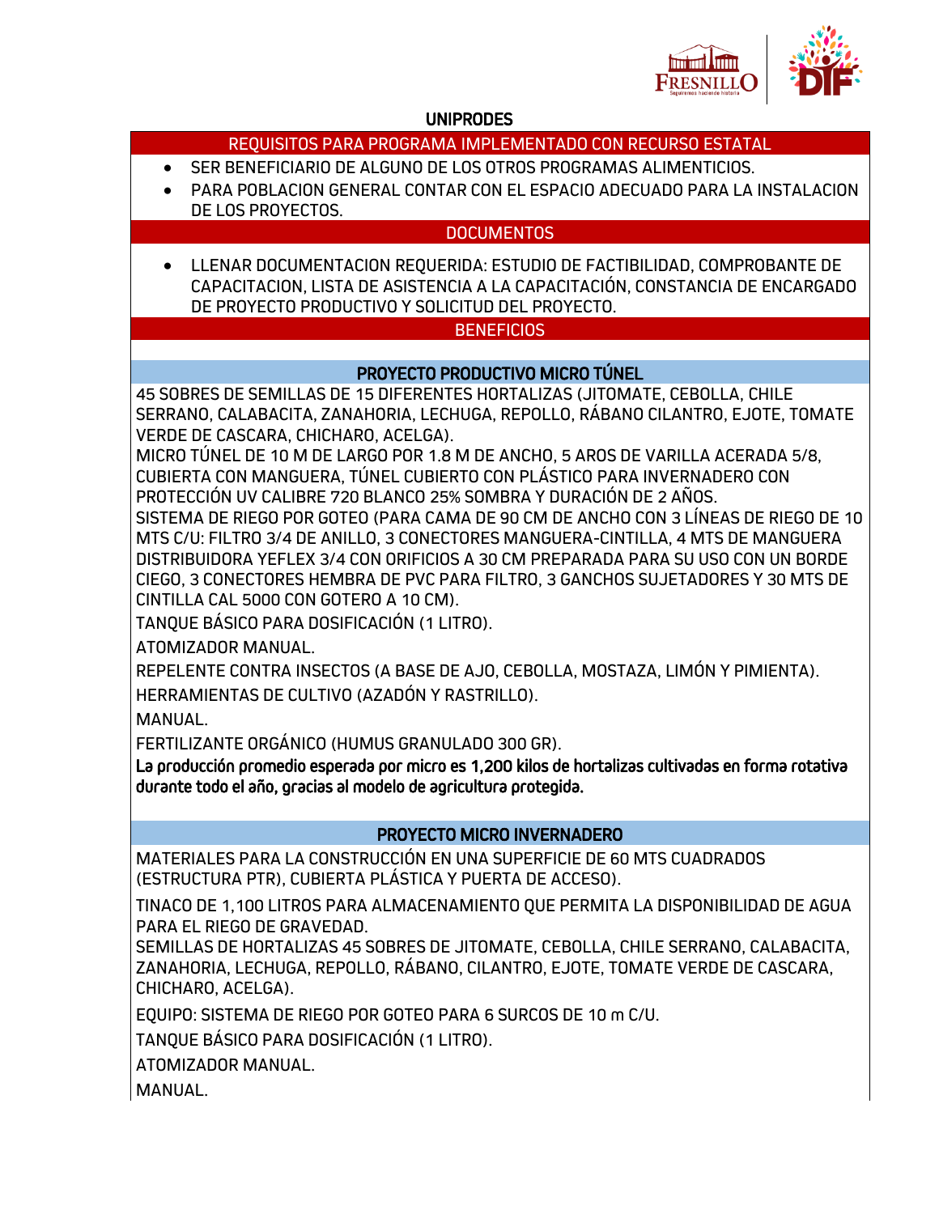## UNIPRODES

### REQUISITOS PARA PROGRAMA IMPLEMENTADO CON RECURSO ESTATAL

- SER BENEFICIARIO DE ALGUNO DE LOS OTROS PROGRAMAS ALIMENTICIOS.
- PARA POBLACION GENERAL CONTAR CON EL ESPACIO ADECUADO PARA LA INSTALACION DE LOS PROYECTOS.

### DOCUMENTOS

- LLENAR DOCUMENTACION REQUERIDA: ESTUDIO DE FACTIBILIDAD, COMPROBANTE DE CAPACITACION, LISTA DE ASISTENCIA A LA CAPACITACIÓN, CONSTANCIA DE ENCARGADO DE PROYECTO PRODUCTIVO Y SOLICITUD DEL PROYECTO.

### BENEFICIOS

#### PROYECTO PRODUCTIVO MICRO TÚNEL

45 SOBRES DE SEMILLAS DE 15 DIFERENTES HORTALIZAS (JITOMATE, CEBOLLA, CHILE SERRANO, CALABACITA, ZANAHORIA, LECHUGA, REPOLLO, RÁBANO CILANTRO, EJOTE, TOMATE VERDE DE CASCARA, CHICHARO, ACELGA).

MICRO TÚNEL DE 10 M DE LARGO POR 1.8 M DE ANCHO, 5 AROS DE VARILLA ACERADA 5/8, CUBIERTA CON MANGUERA, TÚNEL CUBIERTO CON PLÁSTICO PARA INVERNADERO CON PROTECCIÓN UV CALIBRE 720 BLANCO 25% SOMBRA Y DURACIÓN DE 2 AÑOS.

SISTEMA DE RIEGO POR GOTEO (PARA CAMA DE 90 CM DE ANCHO CON 3 LÍNEAS DE RIEGO DE 10 MTS C/U: FILTRO 3/4 DE ANILLO, 3 CONECTORES MANGUERA-CINTILLA, 4 MTS DE MANGUERA DISTRIBUIDORA YEFLEX 3/4 CON ORIFICIOS A 30 CM PREPARADA PARA SU USO CON UN BORDE CIEGO, 3 CONECTORES HEMBRA DE PVC PARA FILTRO, 3 GANCHOS SUJETADORES Y 30 MTS DE CINTILLA CAL 5000 CON GOTERO A 10 CM).

TANQUE BÁSICO PARA DOSIFICACIÓN (1 LITRO).

ATOMIZADOR MANUAL.

REPELENTE CONTRA INSECTOS (A BASE DE AJO, CEBOLLA, MOSTAZA, LIMÓN Y PIMIENTA).

HERRAMIENTAS DE CULTIVO (AZADÓN Y RASTRILLO).

MANUAL.

FERTILIZANTE ORGÁNICO (HUMUS GRANULADO 300 GR).

**La producción promedio esperada por micro es 1,200 kilos de hortalizas cultivadas en forma rotativa durante todo el año, gracias al modelo de agricultura protegida.**

#### PROYECTO MICRO INVERNADERO

MATERIALES PARA LA CONSTRUCCIÓN EN UNA SUPERFICIE DE 60 MTS CUADRADOS (ESTRUCTURA PTR), CUBIERTA PLÁSTICA Y PUERTA DE ACCESO).

TINACO DE 1,100 LITROS PARA ALMACENAMIENTO QUE PERMITA LA DISPONIBILIDAD DE AGUA PARA EL RIEGO DE GRAVEDAD.

SEMILLAS DE HORTALIZAS 45 SOBRES DE JITOMATE, CEBOLLA, CHILE SERRANO, CALABACITA, ZANAHORIA, LECHUGA, REPOLLO, RÁBANO, CILANTRO, EJOTE, TOMATE VERDE DE CASCARA, CHICHARO, ACELGA).

EQUIPO: SISTEMA DE RIEGO POR GOTEO PARA 6 SURCOS DE 10 m C/U.

TANQUE BÁSICO PARA DOSIFICACIÓN (1 LITRO).

ATOMIZADOR MANUAL.

MANUAL.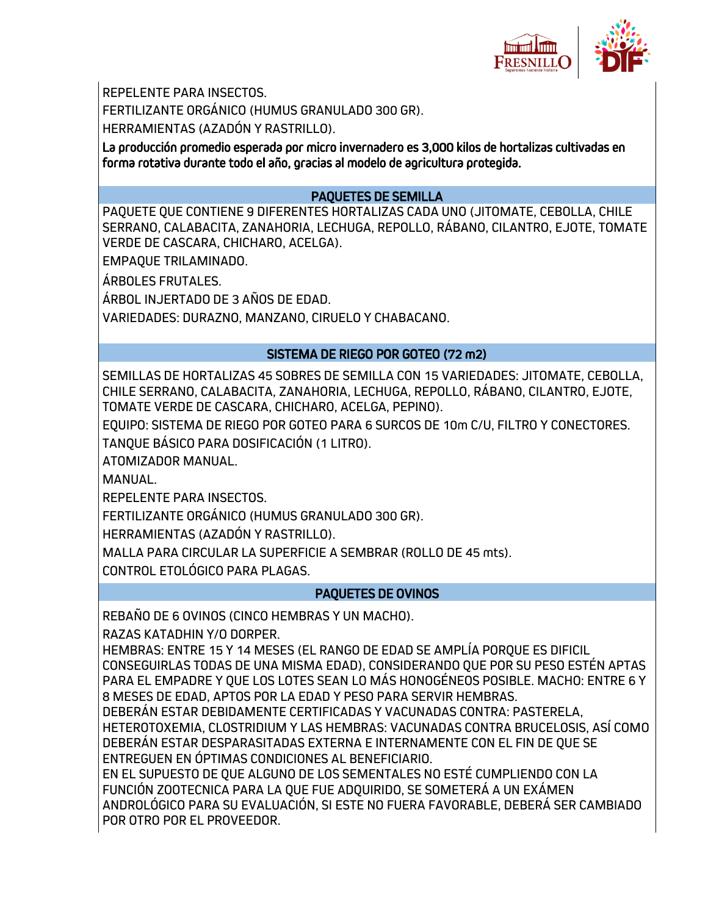REPELENTE PARA INSECTOS.

FERTILIZANTE ORGÁNICO (HUMUS GRANULADO 300 GR).

HERRAMIENTAS (AZADÓN Y RASTRILLO).

**La producción promedio esperada por micro invernadero es 3,000 kilos de hortalizas cultivadas en forma rotativa durante todo el año, gracias al modelo de agricultura protegida.**

## PAQUETES DE SEMILLA

PAQUETE QUE CONTIENE 9 DIFERENTES HORTALIZAS CADA UNO (JITOMATE, CEBOLLA, CHILE SERRANO, CALABACITA, ZANAHORIA, LECHUGA, REPOLLO, RÁBANO, CILANTRO, EJOTE, TOMATE VERDE DE CASCARA, CHICHARO, ACELGA).

EMPAQUE TRILAMINADO.

ÁRBOLES FRUTALES.

ÁRBOL INJERTADO DE 3 AÑOS DE EDAD.

VARIEDADES: DURAZNO, MANZANO, CIRUELO Y CHABACANO.

## SISTEMA DE RIEGO POR GOTEO (72 m2)

SEMILLAS DE HORTALIZAS 45 SOBRES DE SEMILLA CON 15 VARIEDADES: JITOMATE, CEBOLLA, CHILE SERRANO, CALABACITA, ZANAHORIA, LECHUGA, REPOLLO, RÁBANO, CILANTRO, EJOTE, TOMATE VERDE DE CASCARA, CHICHARO, ACELGA, PEPINO).

EQUIPO: SISTEMA DE RIEGO POR GOTEO PARA 6 SURCOS DE 10m C/U, FILTRO Y CONECTORES.

TANQUE BÁSICO PARA DOSIFICACIÓN (1 LITRO).

ATOMIZADOR MANUAL.

MANUAL.

REPELENTE PARA INSECTOS.

FERTILIZANTE ORGÁNICO (HUMUS GRANULADO 300 GR).

HERRAMIENTAS (AZADÓN Y RASTRILLO).

MALLA PARA CIRCULAR LA SUPERFICIE A SEMBRAR (ROLLO DE 45 mts).

CONTROL ETOLÓGICO PARA PLAGAS.

## PAQUETES DE OVINOS

REBAÑO DE 6 OVINOS (CINCO HEMBRAS Y UN MACHO).

RAZAS KATADHIN Y/O DORPER.

HEMBRAS: ENTRE 15 Y 14 MESES (EL RANGO DE EDAD SE AMPLÍA PORQUE ES DIFICIL CONSEGUIRLAS TODAS DE UNA MISMA EDAD), CONSIDERANDO QUE POR SU PESO ESTÉN APTAS PARA EL EMPADRE Y QUE LOS LOTES SEAN LO MÁS HONOGÉNEOS POSIBLE. MACHO: ENTRE 6 Y 8 MESES DE EDAD, APTOS POR LA EDAD Y PESO PARA SERVIR HEMBRAS.

DEBERÁN ESTAR DEBIDAMENTE CERTIFICADAS Y VACUNADAS CONTRA: PASTERELA, HETEROTOXEMIA, CLOSTRIDIUM Y LAS HEMBRAS: VACUNADAS CONTRA BRUCELOSIS, ASÍ COMO DEBERÁN ESTAR DESPARASITADAS EXTERNA E INTERNAMENTE CON EL FIN DE QUE SE ENTREGUEN EN ÓPTIMAS CONDICIONES AL BENEFICIARIO.

EN EL SUPUESTO DE QUE ALGUNO DE LOS SEMENTALES NO ESTÉ CUMPLIENDO CON LA FUNCIÓN ZOOTECNICA PARA LA QUE FUE ADQUIRIDO, SE SOMETERÁ A UN EXÁMEN ANDROLÓGICO PARA SU EVALUACIÓN, SI ESTE NO FUERA FAVORABLE, DEBERÁ SER CAMBIADO POR OTRO POR EL PROVEEDOR.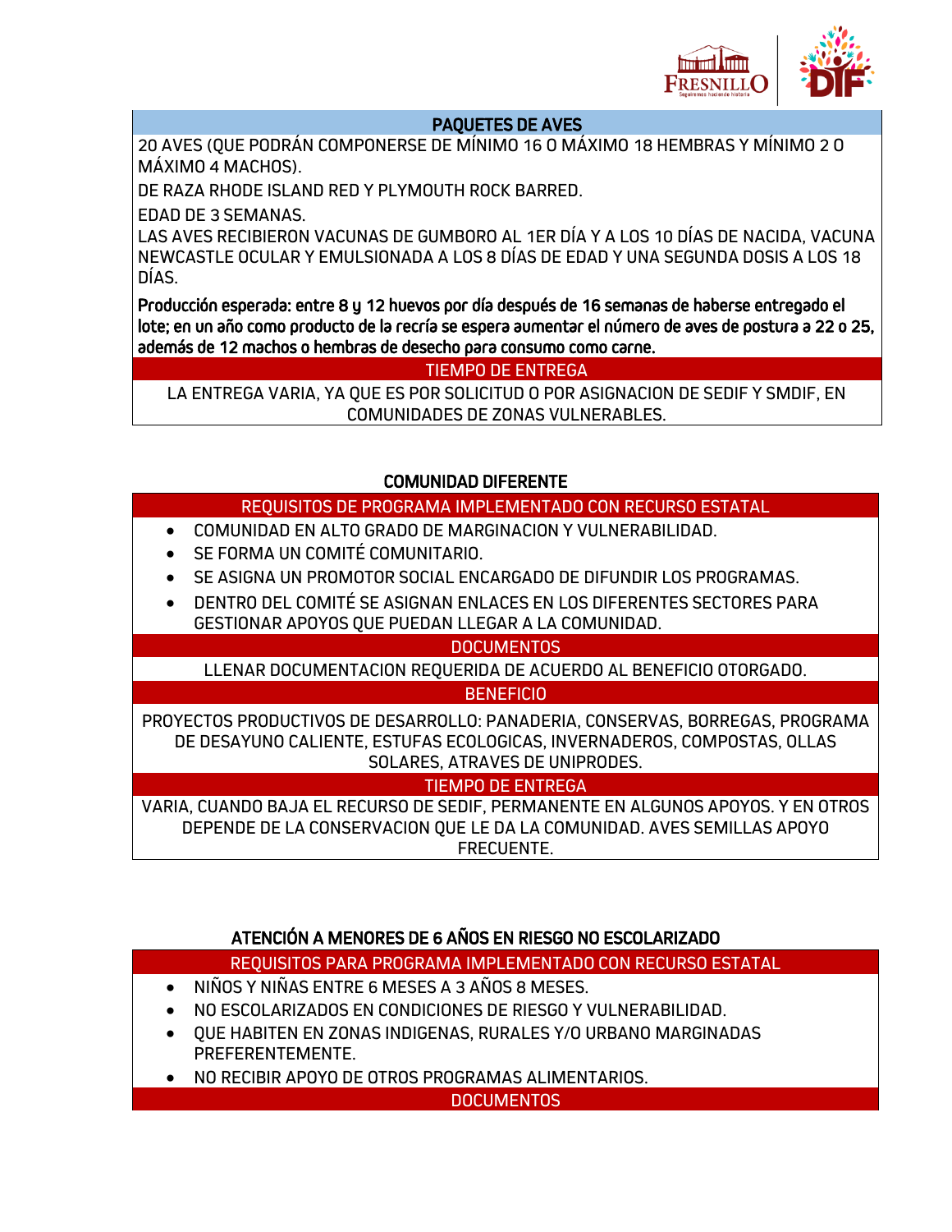### PAQUETES DE AVES

20 AVES (QUE PODRÁN COMPONERSE DE MÍNIMO 16 O MÁXIMO 18 HEMBRAS Y MÍNIMO 2 O MÁXIMO 4 MACHOS).

DE RAZA RHODE ISLAND RED Y PLYMOUTH ROCK BARRED.

EDAD DE 3 SEMANAS.

LAS AVES RECIBIERON VACUNAS DE GUMBORO AL 1ER DÍA Y A LOS 10 DÍAS DE NACIDA, VACUNA NEWCASTLE OCULAR Y EMULSIONADA A LOS 8 DÍAS DE EDAD Y UNA SEGUNDA DOSIS A LOS 18 DÍAS.

**Producción esperada: entre 8 y 12 huevos por día después de 16 semanas de haberse entregado el lote; en un año como producto de la recría se espera aumentar el número de aves de postura a 22 o 25, además de 12 machos o hembras de desecho para consumo como carne.**

**TIEMPO DE ENTREGA**

LA ENTREGA VARIA, YA QUE ES POR SOLICITUD O POR ASIGNACION DE SEDIF Y SMDIF, EN COMUNIDADES DE ZONAS VULNERABLES.

### COMUNIDAD DIFERENTE

**REQUISITOS DE PROGRAMA IMPLEMENTADO CON RECURSO ESTATAL**

- COMUNIDAD EN ALTO GRADO DE MARGINACION Y VULNERABILIDAD.
- SE FORMA UN COMITÉ COMUNITARIO.
- SE ASIGNA UN PROMOTOR SOCIAL ENCARGADO DE DIFUNDIR LOS PROGRAMAS.
- DENTRO DEL COMITÉ SE ASIGNAN ENLACES EN LOS DIFERENTES SECTORES PARA GESTIONAR APOYOS QUE PUEDAN LLEGAR A LA COMUNIDAD.

**DOCUMENTOS**

LLENAR DOCUMENTACION REQUERIDA DE ACUERDO AL BENEFICIO OTORGADO.

**BENEFICIO**

PROYECTOS PRODUCTIVOS DE DESARROLLO: PANADERIA, CONSERVAS, BORREGAS, PROGRAMA DE DESAYUNO CALIENTE, ESTUFAS ECOLOGICAS, INVERNADEROS, COMPOSTAS, OLLAS SOLARES, ATRAVES DE UNIPRODES.

**TIEMPO DE ENTREGA**

VARIA, CUANDO BAJA EL RECURSO DE SEDIF, PERMANENTE EN ALGUNOS APOYOS. Y EN OTROS DEPENDE DE LA CONSERVACION QUE LE DA LA COMUNIDAD. AVES SEMILLAS APOYO FRECUENTE.

### ATENCIÓN A MENORES DE 6 AÑOS EN RIESGO NO ESCOLARIZADO

**REQUISITOS PARA PROGRAMA IMPLEMENTADO CON RECURSO ESTATAL**

- NIÑOS Y NIÑAS ENTRE 6 MESES A 3 AÑOS 8 MESES.
- NO ESCOLARIZADOS EN CONDICIONES DE RIESGO Y VULNERABILIDAD.
- QUE HABITEN EN ZONAS INDIGENAS, RURALES Y/O URBANO MARGINADAS PREFERENTEMENTE.
- NO RECIBIR APOYO DE OTROS PROGRAMAS ALIMENTARIOS.

**DOCUMENTOS**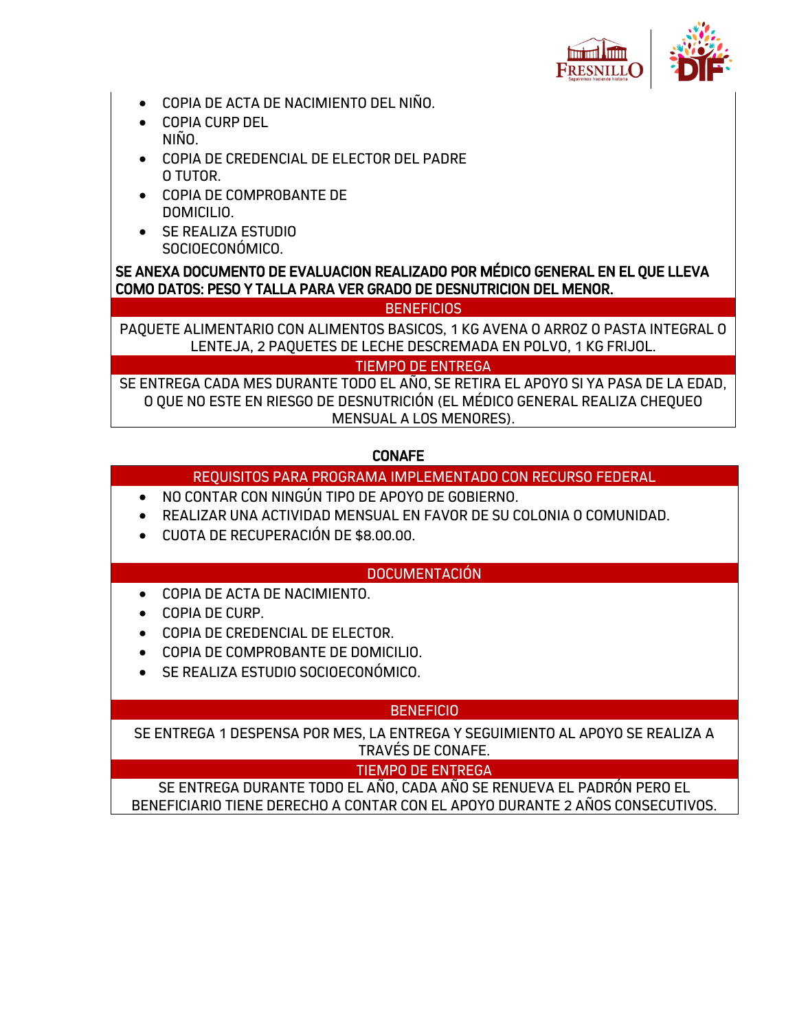- COPIA DE ACTA DE NACIMIENTO DEL NIÑO.
- COPIA CURP DEL NIÑO.
- COPIA DE CREDENCIAL DE ELECTOR DEL PADRE O TUTOR.
- COPIA DE COMPROBANTE DE DOMICILIO.
- SE REALIZA ESTUDIO SOCIOECONÓMICO.

**SE ANEXA DOCUMENTO DE EVALUACION REALIZADO POR MÉDICO GENERAL EN EL QUE LLEVA COMO DATOS: PESO Y TALLA PARA VER GRADO DE DESNUTRICION DEL MENOR.**

### BENEFICIOS

PAQUETE ALIMENTARIO CON ALIMENTOS BASICOS, 1 KG AVENA O ARROZ O PASTA INTEGRAL O LENTEJA, 2 PAQUETES DE LECHE DESCREMADA EN POLVO, 1 KG FRIJOL.

### TIEMPO DE ENTREGA

SE ENTREGA CADA MES DURANTE TODO EL AÑO, SE RETIRA EL APOYO SI YA PASA DE LA EDAD, O QUE NO ESTE EN RIESGO DE DESNUTRICIÓN (EL MÉDICO GENERAL REALIZA CHEQUEO MENSUAL A LOS MENORES).

## CONAFE

### REQUISITOS PARA PROGRAMA IMPLEMENTADO CON RECURSO FEDERAL

- NO CONTAR CON NINGÚN TIPO DE APOYO DE GOBIERNO.
- REALIZAR UNA ACTIVIDAD MENSUAL EN FAVOR DE SU COLONIA O COMUNIDAD.
- CUOTA DE RECUPERACIÓN DE $8.00.00.

### DOCUMENTACIÓN

- COPIA DE ACTA DE NACIMIENTO.
- COPIA DE CURP.
- COPIA DE CREDENCIAL DE ELECTOR.
- COPIA DE COMPROBANTE DE DOMICILIO.
- SE REALIZA ESTUDIO SOCIOECONÓMICO.

### BENEFICIO

SE ENTREGA 1 DESPENSA POR MES, LA ENTREGA Y SEGUIMIENTO AL APOYO SE REALIZA A TRAVÉS DE CONAFE.

### TIEMPO DE ENTREGA

SE ENTREGA DURANTE TODO EL AÑO, CADA AÑO SE RENUEVA EL PADRÓN PERO EL BENEFICIARIO TIENE DERECHO A CONTAR CON EL APOYO DURANTE 2 AÑOS CONSECUTIVOS.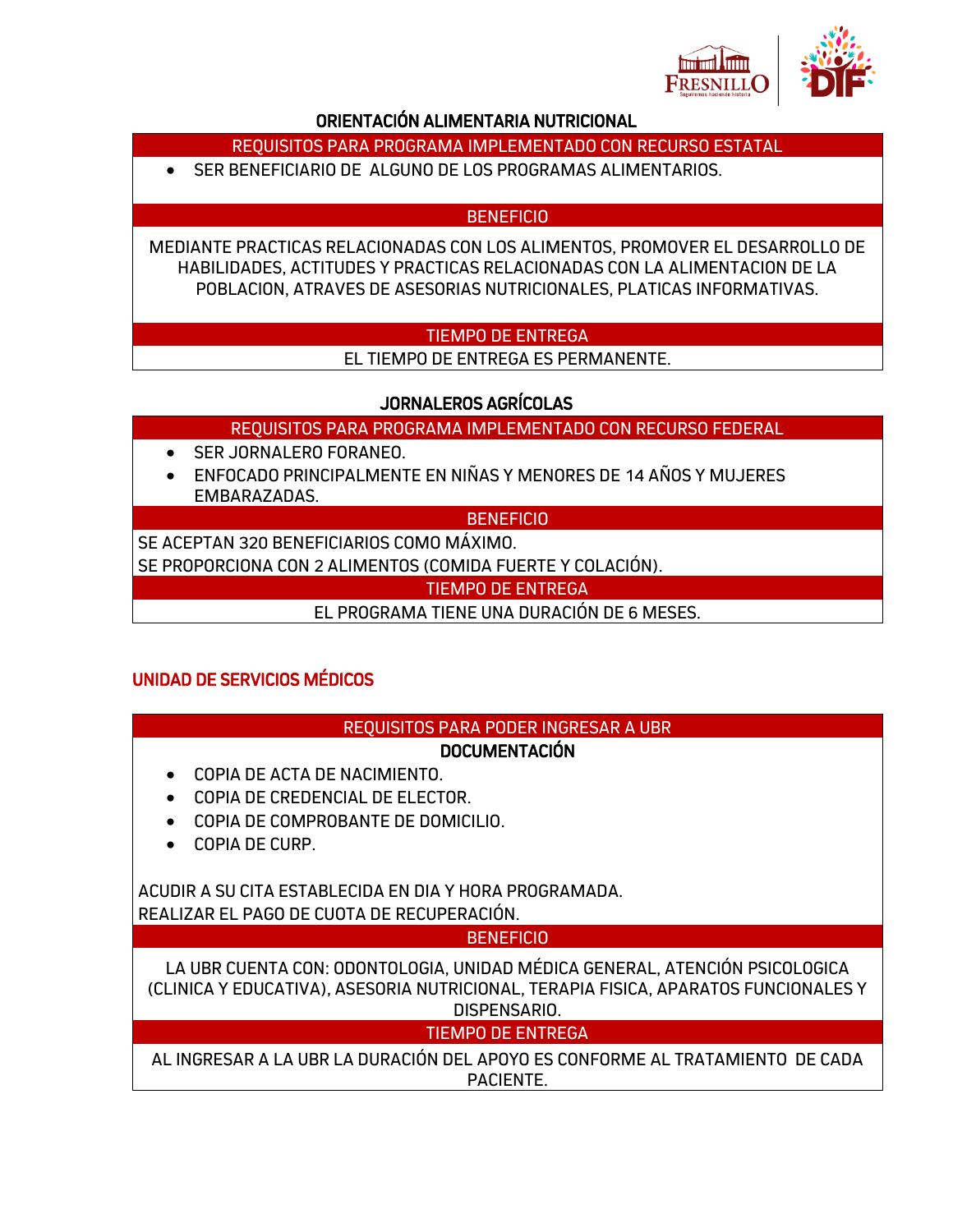## ORIENTACIÓN ALIMENTARIA NUTRICIONAL

| REQUISITOS PARA PROGRAMA IMPLEMENTADO CON RECURSO ESTATAL |
|---|
| • SER BENEFICIARIO DE ALGUNO DE LOS PROGRAMAS ALIMENTARIOS. |
| **BENEFICIO** |
| MEDIANTE PRACTICAS RELACIONADAS CON LOS ALIMENTOS, PROMOVER EL DESARROLLO DE HABILIDADES, ACTITUDES Y PRACTICAS RELACIONADAS CON LA ALIMENTACION DE LA POBLACION, ATRAVES DE ASESORIAS NUTRICIONALES, PLATICAS INFORMATIVAS. |
| **TIEMPO DE ENTREGA** |
| EL TIEMPO DE ENTREGA ES PERMANENTE. |

## JORNALEROS AGRÍCOLAS

| REQUISITOS PARA PROGRAMA IMPLEMENTADO CON RECURSO FEDERAL |
|---|
| • SER JORNALERO FORANEO.<br>• ENFOCADO PRINCIPALMENTE EN NIÑAS Y MENORES DE 14 AÑOS Y MUJERES EMBARAZADAS. |
| **BENEFICIO** |
| SE ACEPTAN 320 BENEFICIARIOS COMO MÁXIMO.<br>SE PROPORCIONA CON 2 ALIMENTOS (COMIDA FUERTE Y COLACIÓN). |
| **TIEMPO DE ENTREGA** |
| EL PROGRAMA TIENE UNA DURACIÓN DE 6 MESES. |

## UNIDAD DE SERVICIOS MÉDICOS

| REQUISITOS PARA PODER INGRESAR A UBR |
|---|
| **DOCUMENTACIÓN**<br>• COPIA DE ACTA DE NACIMIENTO.<br>• COPIA DE CREDENCIAL DE ELECTOR.<br>• COPIA DE COMPROBANTE DE DOMICILIO.<br>• COPIA DE CURP.<br><br>ACUDIR A SU CITA ESTABLECIDA EN DIA Y HORA PROGRAMADA.<br>REALIZAR EL PAGO DE CUOTA DE RECUPERACIÓN. |
| **BENEFICIO** |
| LA UBR CUENTA CON: ODONTOLOGIA, UNIDAD MÉDICA GENERAL, ATENCIÓN PSICOLOGICA (CLINICA Y EDUCATIVA), ASESORIA NUTRICIONAL, TERAPIA FISICA, APARATOS FUNCIONALES Y DISPENSARIO. |
| **TIEMPO DE ENTREGA** |
| AL INGRESAR A LA UBR LA DURACIÓN DEL APOYO ES CONFORME AL TRATAMIENTO DE CADA PACIENTE. |